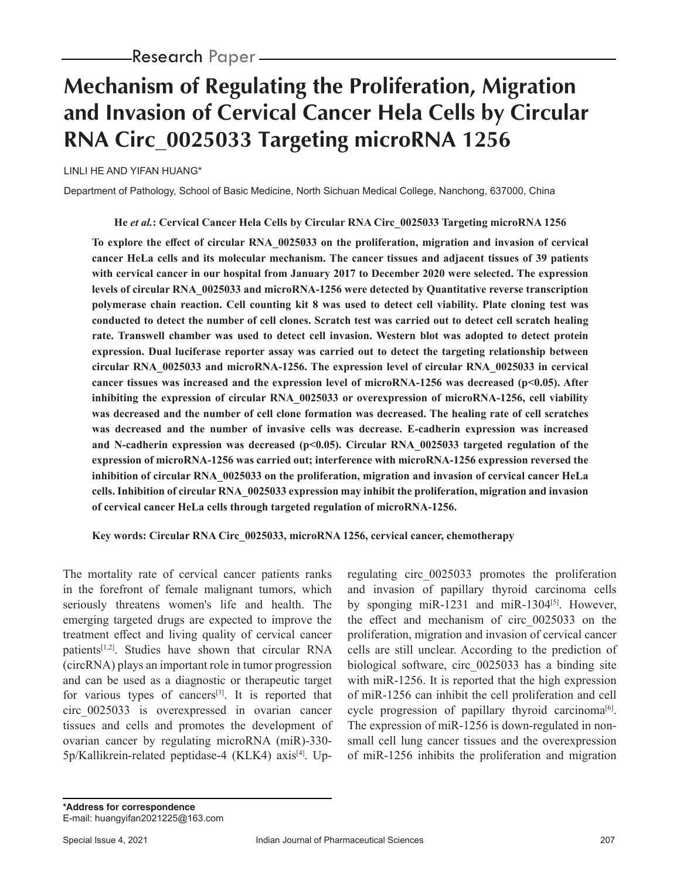Research Paper

# Mechanism of Regulating the Proliferation, Migration and Invasion of Cervical Cancer Hela Cells by Circular RNA Circ_0025033 Targeting microRNA 1256

LINLI HE AND YIFAN HUANG*

Department of Pathology, School of Basic Medicine, North Sichuan Medical College, Nanchong, 637000, China

**He *et al.*: Cervical Cancer Hela Cells by Circular RNA Circ_0025033 Targeting microRNA 1256**

**To explore the effect of circular RNA_0025033 on the proliferation, migration and invasion of cervical cancer HeLa cells and its molecular mechanism. The cancer tissues and adjacent tissues of 39 patients with cervical cancer in our hospital from January 2017 to December 2020 were selected. The expression levels of circular RNA_0025033 and microRNA-1256 were detected by Quantitative reverse transcription polymerase chain reaction. Cell counting kit 8 was used to detect cell viability. Plate cloning test was conducted to detect the number of cell clones. Scratch test was carried out to detect cell scratch healing rate. Transwell chamber was used to detect cell invasion. Western blot was adopted to detect protein expression. Dual luciferase reporter assay was carried out to detect the targeting relationship between circular RNA_0025033 and microRNA-1256. The expression level of circular RNA_0025033 in cervical cancer tissues was increased and the expression level of microRNA-1256 was decreased ($p<0.05$). After inhibiting the expression of circular RNA_0025033 or overexpression of microRNA-1256, cell viability was decreased and the number of cell clone formation was decreased. The healing rate of cell scratches was decreased and the number of invasive cells was decrease. E-cadherin expression was increased and N-cadherin expression was decreased ($p<0.05$). Circular RNA_0025033 targeted regulation of the expression of microRNA-1256 was carried out; interference with microRNA-1256 expression reversed the inhibition of circular RNA_0025033 on the proliferation, migration and invasion of cervical cancer HeLa cells. Inhibition of circular RNA_0025033 expression may inhibit the proliferation, migration and invasion of cervical cancer HeLa cells through targeted regulation of microRNA-1256.**

**Key words: Circular RNA Circ_0025033, microRNA 1256, cervical cancer, chemotherapy**

The mortality rate of cervical cancer patients ranks in the forefront of female malignant tumors, which seriously threatens women's life and health. The emerging targeted drugs are expected to improve the treatment effect and living quality of cervical cancer patients[1,2]. Studies have shown that circular RNA (circRNA) plays an important role in tumor progression and can be used as a diagnostic or therapeutic target for various types of cancers[3]. It is reported that circ_0025033 is overexpressed in ovarian cancer tissues and cells and promotes the development of ovarian cancer by regulating microRNA (miR)-330-5p/Kallikrein-related peptidase-4 (KLK4) axis[4]. Up-regulating circ_0025033 promotes the proliferation and invasion of papillary thyroid carcinoma cells by sponging miR-1231 and miR-1304[5]. However, the effect and mechanism of circ_0025033 on the proliferation, migration and invasion of cervical cancer cells are still unclear. According to the prediction of biological software, circ_0025033 has a binding site with miR-1256. It is reported that the high expression of miR-1256 can inhibit the cell proliferation and cell cycle progression of papillary thyroid carcinoma[6]. The expression of miR-1256 is down-regulated in non-small cell lung cancer tissues and the overexpression of miR-1256 inhibits the proliferation and migration

**\*Address for correspondence**
E-mail: huangyifan2021225@163.com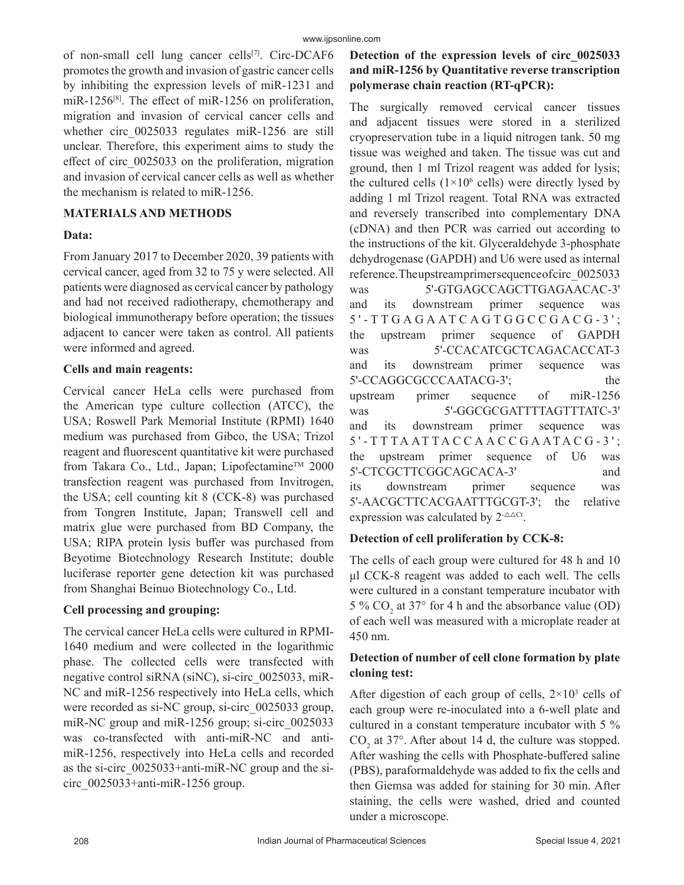of non-small cell lung cancer cells[7]. Circ-DCAF6 promotes the growth and invasion of gastric cancer cells by inhibiting the expression levels of miR-1231 and miR-1256[8]. The effect of miR-1256 on proliferation, migration and invasion of cervical cancer cells and whether circ_0025033 regulates miR-1256 are still unclear. Therefore, this experiment aims to study the effect of circ_0025033 on the proliferation, migration and invasion of cervical cancer cells as well as whether the mechanism is related to miR-1256.

## MATERIALS AND METHODS

### Data:

From January 2017 to December 2020, 39 patients with cervical cancer, aged from 32 to 75 y were selected. All patients were diagnosed as cervical cancer by pathology and had not received radiotherapy, chemotherapy and biological immunotherapy before operation; the tissues adjacent to cancer were taken as control. All patients were informed and agreed.

### Cells and main reagents:

Cervical cancer HeLa cells were purchased from the American type culture collection (ATCC), the USA; Roswell Park Memorial Institute (RPMI) 1640 medium was purchased from Gibco, the USA; Trizol reagent and fluorescent quantitative kit were purchased from Takara Co., Ltd., Japan; Lipofectamine™ 2000 transfection reagent was purchased from Invitrogen, the USA; cell counting kit 8 (CCK-8) was purchased from Tongren Institute, Japan; Transwell cell and matrix glue were purchased from BD Company, the USA; RIPA protein lysis buffer was purchased from Beyotime Biotechnology Research Institute; double luciferase reporter gene detection kit was purchased from Shanghai Beinuo Biotechnology Co., Ltd.

### Cell processing and grouping:

The cervical cancer HeLa cells were cultured in RPMI-1640 medium and were collected in the logarithmic phase. The collected cells were transfected with negative control siRNA (siNC), si-circ_0025033, miR-NC and miR-1256 respectively into HeLa cells, which were recorded as si-NC group, si-circ_0025033 group, miR-NC group and miR-1256 group; si-circ_0025033 was co-transfected with anti-miR-NC and anti-miR-1256, respectively into HeLa cells and recorded as the si-circ_0025033+anti-miR-NC group and the si-circ_0025033+anti-miR-1256 group.

### Detection of the expression levels of circ_0025033 and miR-1256 by Quantitative reverse transcription polymerase chain reaction (RT-qPCR):

The surgically removed cervical cancer tissues and adjacent tissues were stored in a sterilized cryopreservation tube in a liquid nitrogen tank. 50 mg tissue was weighed and taken. The tissue was cut and ground, then 1 ml Trizol reagent was added for lysis; the cultured cells ($1\times10^6$ cells) were directly lysed by adding 1 ml Trizol reagent. Total RNA was extracted and reversely transcribed into complementary DNA (cDNA) and then PCR was carried out according to the instructions of the kit. Glyceraldehyde 3-phosphate dehydrogenase (GAPDH) and U6 were used as internal reference. The upstream primer sequence of circ_0025033 was 5'-GTGAGCCAGCTTGAGAACAC-3' and its downstream primer sequence was 5'-TTGAGAATCAGTGGCCGACG-3'; the upstream primer sequence of GAPDH was 5'-CCACATCGCTCAGACACCAT-3 and its downstream primer sequence was 5'-CCAGGCGCCCAATACG-3'; the upstream primer sequence of miR-1256 was 5'-GGCGCGATTTTAGTTTATC-3' and its downstream primer sequence was 5'-TTTAATTACCAACCGAATACG-3'; the upstream primer sequence of U6 was 5'-CTCGCTTCGGCAGCACA-3' and its downstream primer sequence was 5'-AACGCTTCACGAATTTGCGT-3'; the relative expression was calculated by $2^{-\Delta\Delta Ct}$.

### Detection of cell proliferation by CCK-8:

The cells of each group were cultured for 48 h and 10 μl CCK-8 reagent was added to each well. The cells were cultured in a constant temperature incubator with 5 % $CO_2$ at 37° for 4 h and the absorbance value (OD) of each well was measured with a microplate reader at 450 nm.

### Detection of number of cell clone formation by plate cloning test:

After digestion of each group of cells, $2\times10^3$ cells of each group were re-inoculated into a 6-well plate and cultured in a constant temperature incubator with 5 % $CO_2$ at 37°. After about 14 d, the culture was stopped. After washing the cells with Phosphate-buffered saline (PBS), paraformaldehyde was added to fix the cells and then Giemsa was added for staining for 30 min. After staining, the cells were washed, dried and counted under a microscope.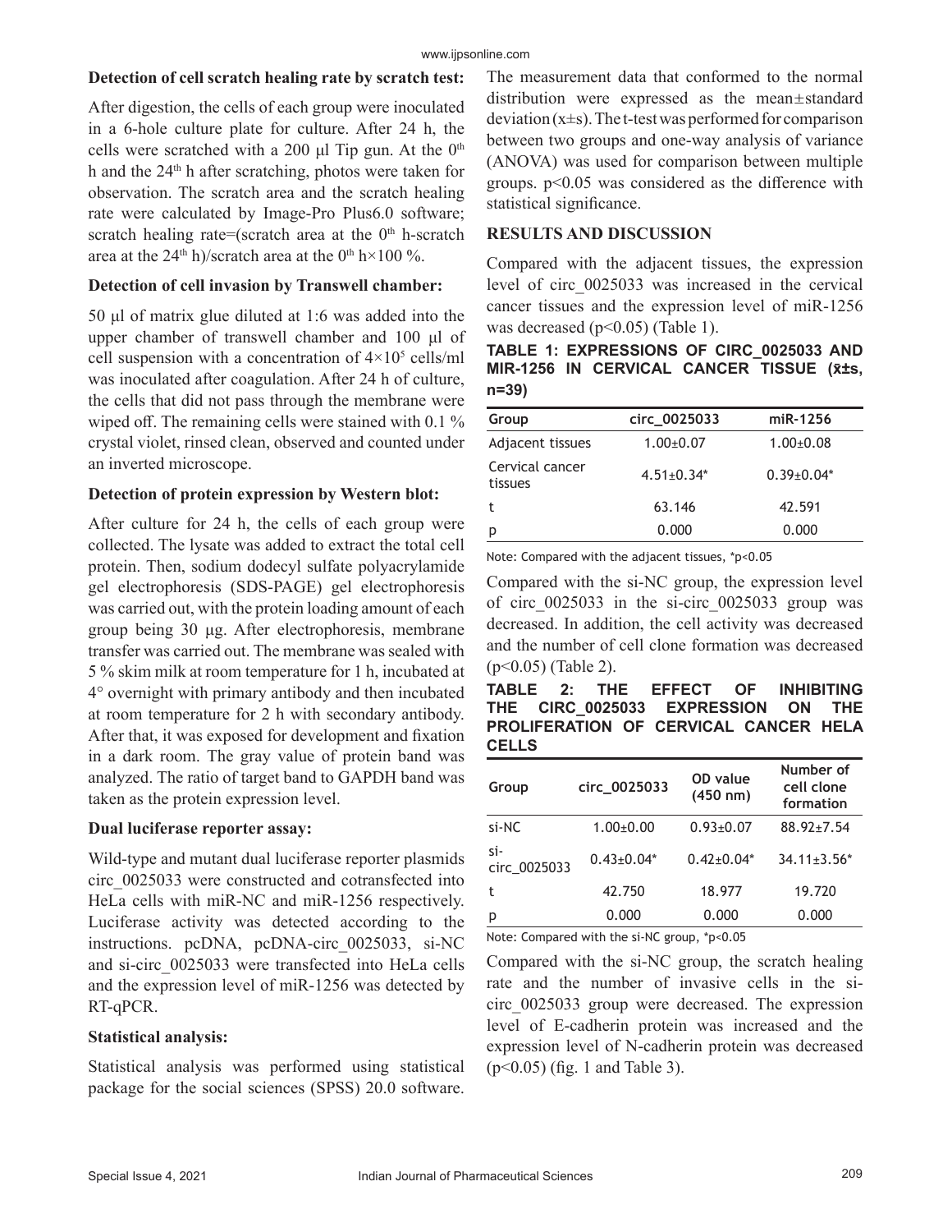**Detection of cell scratch healing rate by scratch test:**

After digestion, the cells of each group were inoculated in a 6-hole culture plate for culture. After 24 h, the cells were scratched with a 200 μl Tip gun. At the $0^{th}$ h and the $24^{th}$ h after scratching, photos were taken for observation. The scratch area and the scratch healing rate were calculated by Image-Pro Plus6.0 software; scratch healing rate=(scratch area at the $0^{th}$ h-scratch area at the $24^{th}$ h)/scratch area at the $0^{th}$ h×100 %.

**Detection of cell invasion by Transwell chamber:**

50 μl of matrix glue diluted at 1:6 was added into the upper chamber of transwell chamber and 100 μl of cell suspension with a concentration of $4\times10^5$ cells/ml was inoculated after coagulation. After 24 h of culture, the cells that did not pass through the membrane were wiped off. The remaining cells were stained with 0.1 % crystal violet, rinsed clean, observed and counted under an inverted microscope.

**Detection of protein expression by Western blot:**

After culture for 24 h, the cells of each group were collected. The lysate was added to extract the total cell protein. Then, sodium dodecyl sulfate polyacrylamide gel electrophoresis (SDS-PAGE) gel electrophoresis was carried out, with the protein loading amount of each group being 30 μg. After electrophoresis, membrane transfer was carried out. The membrane was sealed with 5 % skim milk at room temperature for 1 h, incubated at 4° overnight with primary antibody and then incubated at room temperature for 2 h with secondary antibody. After that, it was exposed for development and fixation in a dark room. The gray value of protein band was analyzed. The ratio of target band to GAPDH band was taken as the protein expression level.

**Dual luciferase reporter assay:**

Wild-type and mutant dual luciferase reporter plasmids circ_0025033 were constructed and cotransfected into HeLa cells with miR-NC and miR-1256 respectively. Luciferase activity was detected according to the instructions. pcDNA, pcDNA-circ_0025033, si-NC and si-circ_0025033 were transfected into HeLa cells and the expression level of miR-1256 was detected by RT-qPCR.

**Statistical analysis:**

Statistical analysis was performed using statistical package for the social sciences (SPSS) 20.0 software. The measurement data that conformed to the normal distribution were expressed as the mean±standard deviation (x±s). The t-test was performed for comparison between two groups and one-way analysis of variance (ANOVA) was used for comparison between multiple groups. $p<0.05$ was considered as the difference with statistical significance.

## RESULTS AND DISCUSSION

Compared with the adjacent tissues, the expression level of circ_0025033 was increased in the cervical cancer tissues and the expression level of miR-1256 was decreased ($p<0.05$) (Table 1).

**TABLE 1: EXPRESSIONS OF CIRC_0025033 AND MIR-1256 IN CERVICAL CANCER TISSUE (x̄±s, n=39)**

| Group | circ_0025033 | miR-1256 |
|---|---|---|
| Adjacent tissues | 1.00±0.07 | 1.00±0.08 |
| Cervical cancer tissues | 4.51±0.34* | 0.39±0.04* |
| t | 63.146 | 42.591 |
| p | 0.000 | 0.000 |

Note: Compared with the adjacent tissues, *p<0.05

Compared with the si-NC group, the expression level of circ_0025033 in the si-circ_0025033 group was decreased. In addition, the cell activity was decreased and the number of cell clone formation was decreased ($p<0.05$) (Table 2).

**TABLE 2: THE EFFECT OF INHIBITING THE CIRC_0025033 EXPRESSION ON THE PROLIFERATION OF CERVICAL CANCER HELA CELLS**

| Group | circ_0025033 | OD value (450 nm) | Number of cell clone formation |
|---|---|---|---|
| si-NC | 1.00±0.00 | 0.93±0.07 | 88.92±7.54 |
| si-circ_0025033 | 0.43±0.04* | 0.42±0.04* | 34.11±3.56* |
| t | 42.750 | 18.977 | 19.720 |
| p | 0.000 | 0.000 | 0.000 |

Note: Compared with the si-NC group, *p<0.05

Compared with the si-NC group, the scratch healing rate and the number of invasive cells in the si-circ_0025033 group were decreased. The expression level of E-cadherin protein was increased and the expression level of N-cadherin protein was decreased ($p<0.05$) (fig. 1 and Table 3).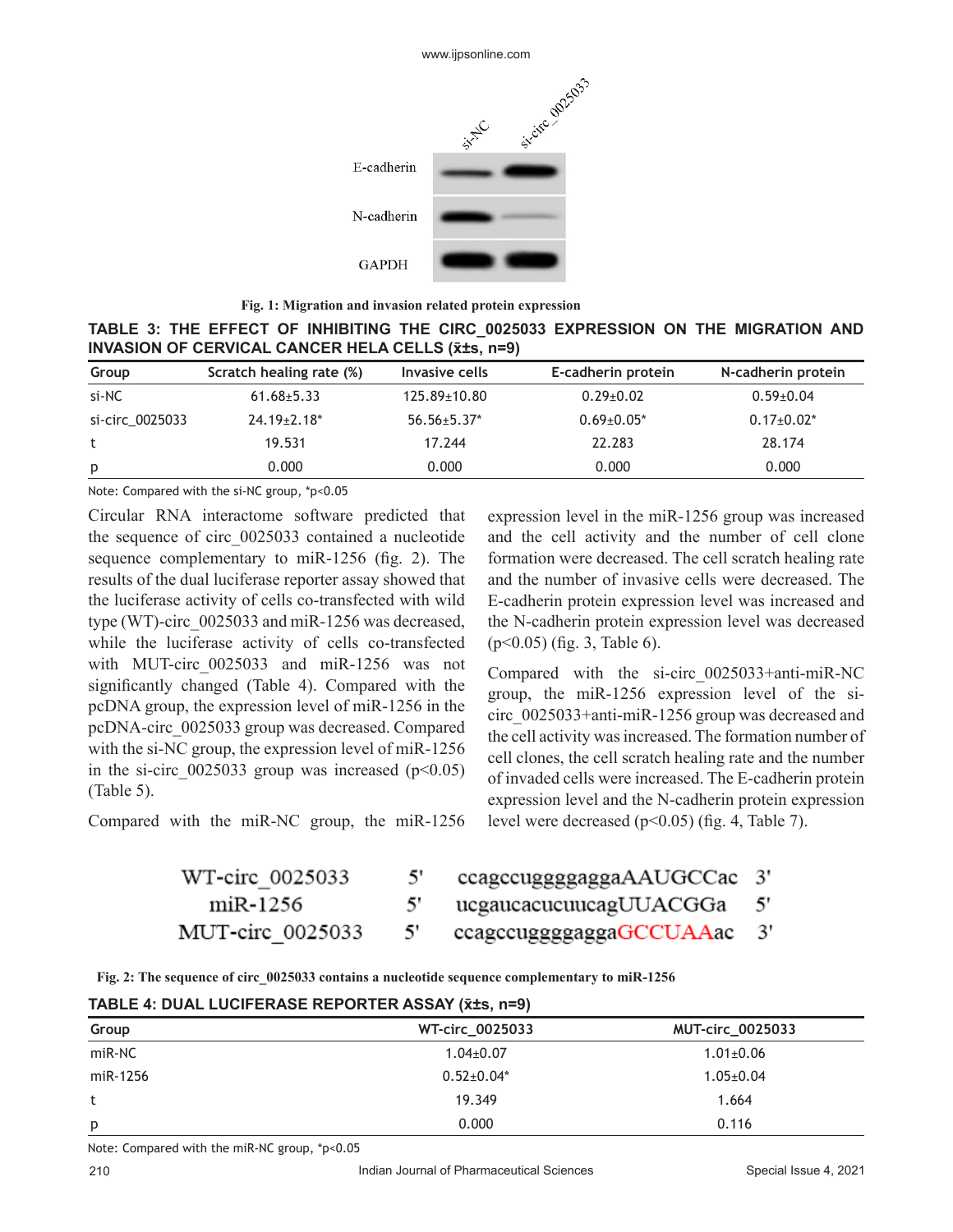Fig. 1: Migration and invasion related protein expression

TABLE 3: THE EFFECT OF INHIBITING THE CIRC_0025033 EXPRESSION ON THE MIGRATION AND INVASION OF CERVICAL CANCER HELA CELLS ($\bar{x}$±s, n=9)

| Group | Scratch healing rate (%) | Invasive cells | E-cadherin protein | N-cadherin protein |
|---|---|---|---|---|
| si-NC | 61.68±5.33 | 125.89±10.80 | 0.29±0.02 | 0.59±0.04 |
| si-circ_0025033 | 24.19±2.18* | 56.56±5.37* | 0.69±0.05* | 0.17±0.02* |
| t | 19.531 | 17.244 | 22.283 | 28.174 |
| p | 0.000 | 0.000 | 0.000 | 0.000 |

Note: Compared with the si-NC group, *p<0.05

Circular RNA interactome software predicted that the sequence of circ_0025033 contained a nucleotide sequence complementary to miR-1256 (fig. 2). The results of the dual luciferase reporter assay showed that the luciferase activity of cells co-transfected with wild type (WT)-circ_0025033 and miR-1256 was decreased, while the luciferase activity of cells co-transfected with MUT-circ_0025033 and miR-1256 was not significantly changed (Table 4). Compared with the pcDNA group, the expression level of miR-1256 in the pcDNA-circ_0025033 group was decreased. Compared with the si-NC group, the expression level of miR-1256 in the si-circ_0025033 group was increased ($p<0.05$) (Table 5).

Compared with the miR-NC group, the miR-1256 expression level in the miR-1256 group was increased and the cell activity and the number of cell clone formation were decreased. The cell scratch healing rate and the number of invasive cells were decreased. The E-cadherin protein expression level was increased and the N-cadherin protein expression level was decreased ($p<0.05$) (fig. 3, Table 6).

Compared with the si-circ_0025033+anti-miR-NC group, the miR-1256 expression level of the si-circ_0025033+anti-miR-1256 group was decreased and the cell activity was increased. The formation number of cell clones, the cell scratch healing rate and the number of invaded cells were increased. The E-cadherin protein expression level and the N-cadherin protein expression level were decreased ($p<0.05$) (fig. 4, Table 7).

```
WT-circ_0025033    5'  ccagccuggggaggaAAUGCCac  3'
miR-1256           5'  ucgaucacucuucagUUACGGa   5'
MUT-circ_0025033   5'  ccagccuggggaggaGCCUAAac  3'
```

Fig. 2: The sequence of circ_0025033 contains a nucleotide sequence complementary to miR-1256

TABLE 4: DUAL LUCIFERASE REPORTER ASSAY ($\bar{x}$±s, n=9)

| Group | WT-circ_0025033 | MUT-circ_0025033 |
|---|---|---|
| miR-NC | 1.04±0.07 | 1.01±0.06 |
| miR-1256 | 0.52±0.04* | 1.05±0.04 |
| t | 19.349 | 1.664 |
| p | 0.000 | 0.116 |

Note: Compared with the miR-NC group, *p<0.05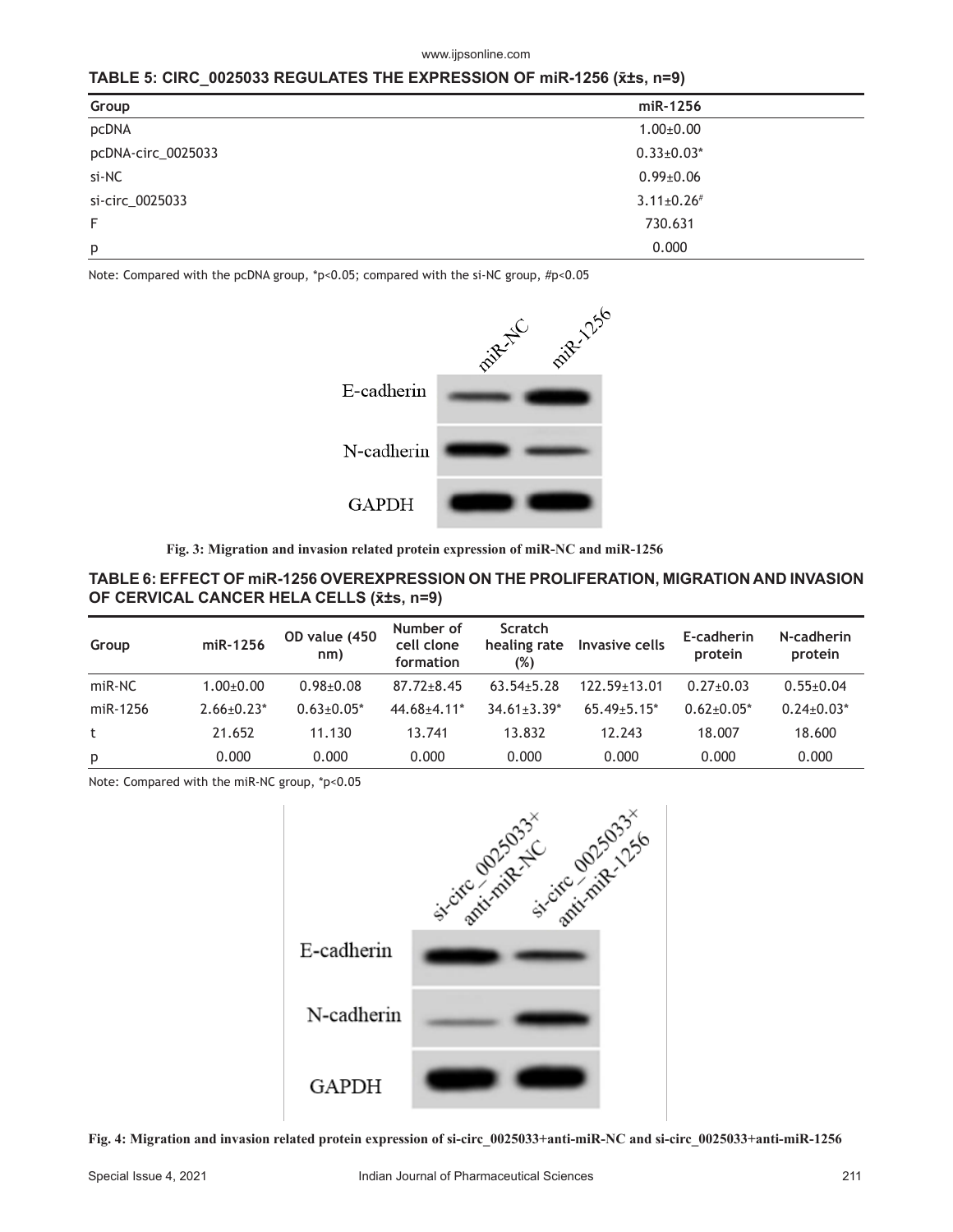**TABLE 5: CIRC_0025033 REGULATES THE EXPRESSION OF miR-1256 (x̄±s, n=9)**

| Group | miR-1256 |
|---|---|
| pcDNA | 1.00±0.00 |
| pcDNA-circ_0025033 | 0.33±0.03* |
| si-NC | 0.99±0.06 |
| si-circ_0025033 | 3.11±0.26# |
| F | 730.631 |
| p | 0.000 |

Note: Compared with the pcDNA group, *p<0.05; compared with the si-NC group, #p<0.05

**Fig. 3: Migration and invasion related protein expression of miR-NC and miR-1256**

**TABLE 6: EFFECT OF miR-1256 OVEREXPRESSION ON THE PROLIFERATION, MIGRATION AND INVASION OF CERVICAL CANCER HELA CELLS (x̄±s, n=9)**

| Group | miR-1256 | OD value (450 nm) | Number of cell clone formation | Scratch healing rate (%) | Invasive cells | E-cadherin protein | N-cadherin protein |
|---|---|---|---|---|---|---|---|
| miR-NC | 1.00±0.00 | 0.98±0.08 | 87.72±8.45 | 63.54±5.28 | 122.59±13.01 | 0.27±0.03 | 0.55±0.04 |
| miR-1256 | 2.66±0.23* | 0.63±0.05* | 44.68±4.11* | 34.61±3.39* | 65.49±5.15* | 0.62±0.05* | 0.24±0.03* |
| t | 21.652 | 11.130 | 13.741 | 13.832 | 12.243 | 18.007 | 18.600 |
| p | 0.000 | 0.000 | 0.000 | 0.000 | 0.000 | 0.000 | 0.000 |

Note: Compared with the miR-NC group, *p<0.05

**Fig. 4: Migration and invasion related protein expression of si-circ_0025033+anti-miR-NC and si-circ_0025033+anti-miR-1256**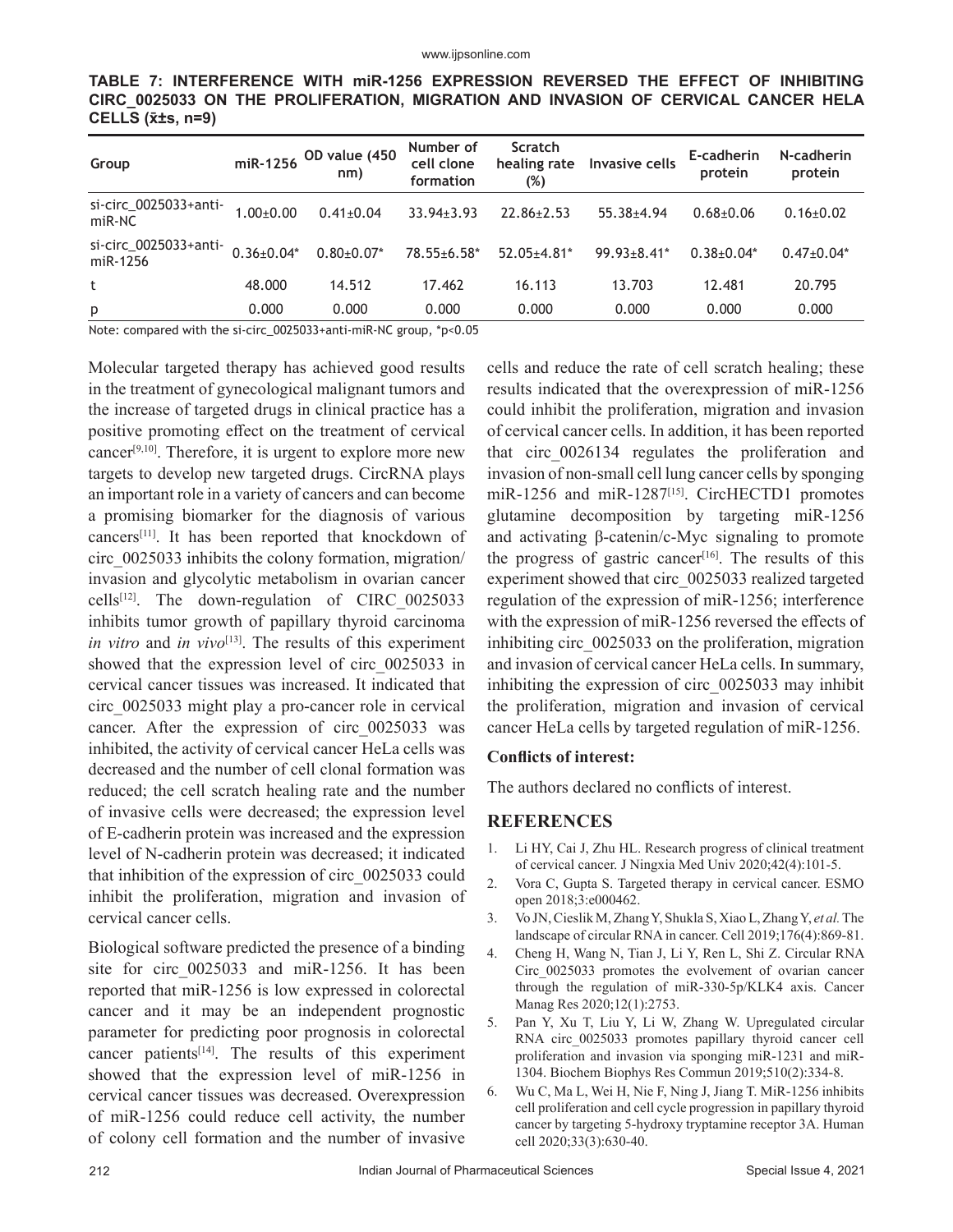**TABLE 7: INTERFERENCE WITH miR-1256 EXPRESSION REVERSED THE EFFECT OF INHIBITING CIRC_0025033 ON THE PROLIFERATION, MIGRATION AND INVASION OF CERVICAL CANCER HELA CELLS (x̄±s, n=9)**

| Group | miR-1256 | OD value (450 nm) | Number of cell clone formation | Scratch healing rate (%) | Invasive cells | E-cadherin protein | N-cadherin protein |
|---|---|---|---|---|---|---|---|
| si-circ_0025033+anti-miR-NC | 1.00±0.00 | 0.41±0.04 | 33.94±3.93 | 22.86±2.53 | 55.38±4.94 | 0.68±0.06 | 0.16±0.02 |
| si-circ_0025033+anti-miR-1256 | 0.36±0.04* | 0.80±0.07* | 78.55±6.58* | 52.05±4.81* | 99.93±8.41* | 0.38±0.04* | 0.47±0.04* |
| t | 48.000 | 14.512 | 17.462 | 16.113 | 13.703 | 12.481 | 20.795 |
| p | 0.000 | 0.000 | 0.000 | 0.000 | 0.000 | 0.000 | 0.000 |

Note: compared with the si-circ_0025033+anti-miR-NC group, *p<0.05

Molecular targeted therapy has achieved good results in the treatment of gynecological malignant tumors and the increase of targeted drugs in clinical practice has a positive promoting effect on the treatment of cervical cancer[9,10]. Therefore, it is urgent to explore more new targets to develop new targeted drugs. CircRNA plays an important role in a variety of cancers and can become a promising biomarker for the diagnosis of various cancers[11]. It has been reported that knockdown of circ_0025033 inhibits the colony formation, migration/invasion and glycolytic metabolism in ovarian cancer cells[12]. The down-regulation of CIRC_0025033 inhibits tumor growth of papillary thyroid carcinoma *in vitro* and *in vivo*[13]. The results of this experiment showed that the expression level of circ_0025033 in cervical cancer tissues was increased. It indicated that circ_0025033 might play a pro-cancer role in cervical cancer. After the expression of circ_0025033 was inhibited, the activity of cervical cancer HeLa cells was decreased and the number of cell clonal formation was reduced; the cell scratch healing rate and the number of invasive cells were decreased; the expression level of E-cadherin protein was increased and the expression level of N-cadherin protein was decreased; it indicated that inhibition of the expression of circ_0025033 could inhibit the proliferation, migration and invasion of cervical cancer cells.

Biological software predicted the presence of a binding site for circ_0025033 and miR-1256. It has been reported that miR-1256 is low expressed in colorectal cancer and it may be an independent prognostic parameter for predicting poor prognosis in colorectal cancer patients[14]. The results of this experiment showed that the expression level of miR-1256 in cervical cancer tissues was decreased. Overexpression of miR-1256 could reduce cell activity, the number of colony cell formation and the number of invasive cells and reduce the rate of cell scratch healing; these results indicated that the overexpression of miR-1256 could inhibit the proliferation, migration and invasion of cervical cancer cells. In addition, it has been reported that circ_0026134 regulates the proliferation and invasion of non-small cell lung cancer cells by sponging miR-1256 and miR-1287[15]. CircHECTD1 promotes glutamine decomposition by targeting miR-1256 and activating β-catenin/c-Myc signaling to promote the progress of gastric cancer[16]. The results of this experiment showed that circ_0025033 realized targeted regulation of the expression of miR-1256; interference with the expression of miR-1256 reversed the effects of inhibiting circ_0025033 on the proliferation, migration and invasion of cervical cancer HeLa cells. In summary, inhibiting the expression of circ_0025033 may inhibit the proliferation, migration and invasion of cervical cancer HeLa cells by targeted regulation of miR-1256.

**Conflicts of interest:**

The authors declared no conflicts of interest.

## REFERENCES

1. Li HY, Cai J, Zhu HL. Research progress of clinical treatment of cervical cancer. J Ningxia Med Univ 2020;42(4):101-5.
2. Vora C, Gupta S. Targeted therapy in cervical cancer. ESMO open 2018;3:e000462.
3. Vo JN, Cieslik M, Zhang Y, Shukla S, Xiao L, Zhang Y, *et al.* The landscape of circular RNA in cancer. Cell 2019;176(4):869-81.
4. Cheng H, Wang N, Tian J, Li Y, Ren L, Shi Z. Circular RNA Circ_0025033 promotes the evolvement of ovarian cancer through the regulation of miR-330-5p/KLK4 axis. Cancer Manag Res 2020;12(1):2753.
5. Pan Y, Xu T, Liu Y, Li W, Zhang W. Upregulated circular RNA circ_0025033 promotes papillary thyroid cancer cell proliferation and invasion via sponging miR-1231 and miR-1304. Biochem Biophys Res Commun 2019;510(2):334-8.
6. Wu C, Ma L, Wei H, Nie F, Ning J, Jiang T. MiR-1256 inhibits cell proliferation and cell cycle progression in papillary thyroid cancer by targeting 5-hydroxy tryptamine receptor 3A. Human cell 2020;33(3):630-40.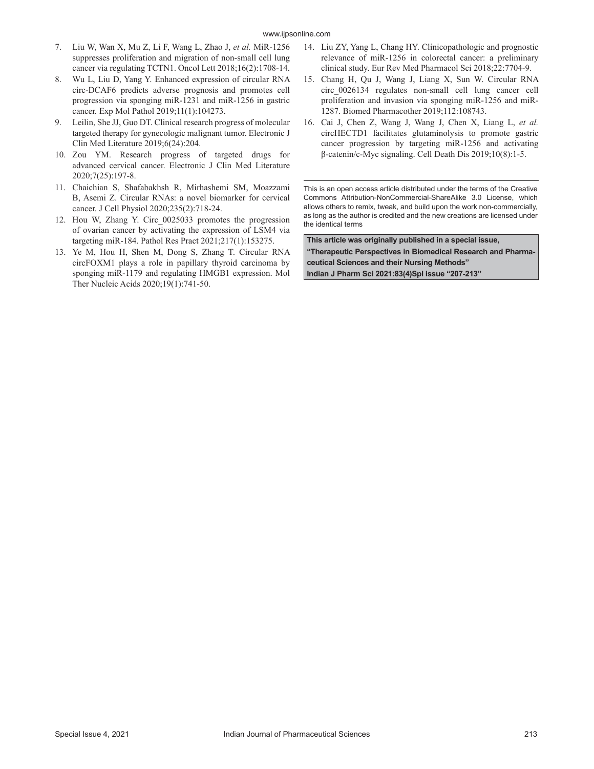7. Liu W, Wan X, Mu Z, Li F, Wang L, Zhao J, *et al.* MiR-1256 suppresses proliferation and migration of non-small cell lung cancer via regulating TCTN1. Oncol Lett 2018;16(2):1708-14.
8. Wu L, Liu D, Yang Y. Enhanced expression of circular RNA circ-DCAF6 predicts adverse prognosis and promotes cell progression via sponging miR-1231 and miR-1256 in gastric cancer. Exp Mol Pathol 2019;11(1):104273.
9. Leilin, She JJ, Guo DT. Clinical research progress of molecular targeted therapy for gynecologic malignant tumor. Electronic J Clin Med Literature 2019;6(24):204.
10. Zou YM. Research progress of targeted drugs for advanced cervical cancer. Electronic J Clin Med Literature 2020;7(25):197-8.
11. Chaichian S, Shafabakhsh R, Mirhashemi SM, Moazzami B, Asemi Z. Circular RNAs: a novel biomarker for cervical cancer. J Cell Physiol 2020;235(2):718-24.
12. Hou W, Zhang Y. Circ_0025033 promotes the progression of ovarian cancer by activating the expression of LSM4 via targeting miR-184. Pathol Res Pract 2021;217(1):153275.
13. Ye M, Hou H, Shen M, Dong S, Zhang T. Circular RNA circFOXM1 plays a role in papillary thyroid carcinoma by sponging miR-1179 and regulating HMGB1 expression. Mol Ther Nucleic Acids 2020;19(1):741-50.
14. Liu ZY, Yang L, Chang HY. Clinicopathologic and prognostic relevance of miR-1256 in colorectal cancer: a preliminary clinical study. Eur Rev Med Pharmacol Sci 2018;22:7704-9.
15. Chang H, Qu J, Wang J, Liang X, Sun W. Circular RNA circ_0026134 regulates non-small cell lung cancer cell proliferation and invasion via sponging miR-1256 and miR-1287. Biomed Pharmacother 2019;112:108743.
16. Cai J, Chen Z, Wang J, Wang J, Chen X, Liang L, *et al.* circHECTD1 facilitates glutaminolysis to promote gastric cancer progression by targeting miR-1256 and activating β-catenin/c-Myc signaling. Cell Death Dis 2019;10(8):1-5.

---

This is an open access article distributed under the terms of the Creative Commons Attribution-NonCommercial-ShareAlike 3.0 License, which allows others to remix, tweak, and build upon the work non-commercially, as long as the author is credited and the new creations are licensed under the identical terms

**This article was originally published in a special issue, "Therapeutic Perspectives in Biomedical Research and Pharmaceutical Sciences and their Nursing Methods"**
**Indian J Pharm Sci 2021:83(4)Spl issue "207-213"**